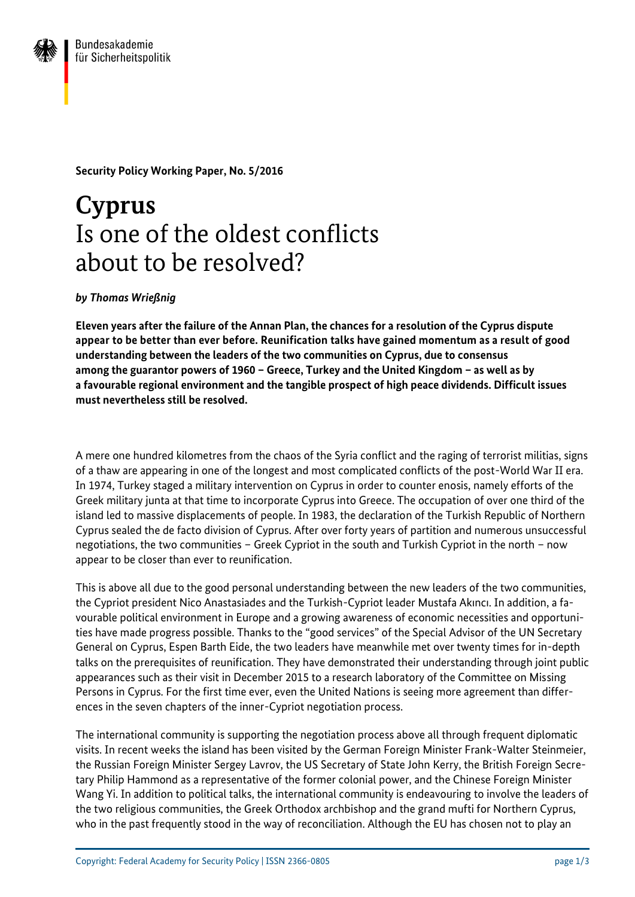Bundesakademie für Sicherheitspolitik

**Security Policy Working Paper, No. 5/2016**

# Cyprus
# Is one of the oldest conflicts about to be resolved?

***by Thomas Wrießnig***

**Eleven years after the failure of the Annan Plan, the chances for a resolution of the Cyprus dispute appear to be better than ever before. Reunification talks have gained momentum as a result of good understanding between the leaders of the two communities on Cyprus, due to consensus among the guarantor powers of 1960 – Greece, Turkey and the United Kingdom – as well as by a favourable regional environment and the tangible prospect of high peace dividends. Difficult issues must nevertheless still be resolved.**

A mere one hundred kilometres from the chaos of the Syria conflict and the raging of terrorist militias, signs of a thaw are appearing in one of the longest and most complicated conflicts of the post-World War II era. In 1974, Turkey staged a military intervention on Cyprus in order to counter enosis, namely efforts of the Greek military junta at that time to incorporate Cyprus into Greece. The occupation of over one third of the island led to massive displacements of people. In 1983, the declaration of the Turkish Republic of Northern Cyprus sealed the de facto division of Cyprus. After over forty years of partition and numerous unsuccessful negotiations, the two communities – Greek Cypriot in the south and Turkish Cypriot in the north – now appear to be closer than ever to reunification.

This is above all due to the good personal understanding between the new leaders of the two communities, the Cypriot president Nico Anastasiades and the Turkish-Cypriot leader Mustafa Akıncı. In addition, a favourable political environment in Europe and a growing awareness of economic necessities and opportunities have made progress possible. Thanks to the "good services" of the Special Advisor of the UN Secretary General on Cyprus, Espen Barth Eide, the two leaders have meanwhile met over twenty times for in-depth talks on the prerequisites of reunification. They have demonstrated their understanding through joint public appearances such as their visit in December 2015 to a research laboratory of the Committee on Missing Persons in Cyprus. For the first time ever, even the United Nations is seeing more agreement than differences in the seven chapters of the inner-Cypriot negotiation process.

The international community is supporting the negotiation process above all through frequent diplomatic visits. In recent weeks the island has been visited by the German Foreign Minister Frank-Walter Steinmeier, the Russian Foreign Minister Sergey Lavrov, the US Secretary of State John Kerry, the British Foreign Secretary Philip Hammond as a representative of the former colonial power, and the Chinese Foreign Minister Wang Yi. In addition to political talks, the international community is endeavouring to involve the leaders of the two religious communities, the Greek Orthodox archbishop and the grand mufti for Northern Cyprus, who in the past frequently stood in the way of reconciliation. Although the EU has chosen not to play an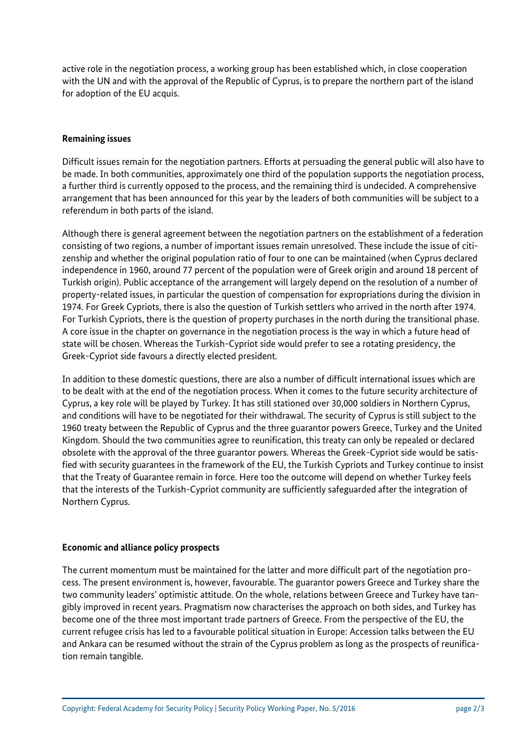active role in the negotiation process, a working group has been established which, in close cooperation with the UN and with the approval of the Republic of Cyprus, is to prepare the northern part of the island for adoption of the EU acquis.

**Remaining issues**

Difficult issues remain for the negotiation partners. Efforts at persuading the general public will also have to be made. In both communities, approximately one third of the population supports the negotiation process, a further third is currently opposed to the process, and the remaining third is undecided. A comprehensive arrangement that has been announced for this year by the leaders of both communities will be subject to a referendum in both parts of the island.

Although there is general agreement between the negotiation partners on the establishment of a federation consisting of two regions, a number of important issues remain unresolved. These include the issue of citizenship and whether the original population ratio of four to one can be maintained (when Cyprus declared independence in 1960, around 77 percent of the population were of Greek origin and around 18 percent of Turkish origin). Public acceptance of the arrangement will largely depend on the resolution of a number of property-related issues, in particular the question of compensation for expropriations during the division in 1974. For Greek Cypriots, there is also the question of Turkish settlers who arrived in the north after 1974. For Turkish Cypriots, there is the question of property purchases in the north during the transitional phase. A core issue in the chapter on governance in the negotiation process is the way in which a future head of state will be chosen. Whereas the Turkish-Cypriot side would prefer to see a rotating presidency, the Greek-Cypriot side favours a directly elected president.

In addition to these domestic questions, there are also a number of difficult international issues which are to be dealt with at the end of the negotiation process. When it comes to the future security architecture of Cyprus, a key role will be played by Turkey. It has still stationed over 30,000 soldiers in Northern Cyprus, and conditions will have to be negotiated for their withdrawal. The security of Cyprus is still subject to the 1960 treaty between the Republic of Cyprus and the three guarantor powers Greece, Turkey and the United Kingdom. Should the two communities agree to reunification, this treaty can only be repealed or declared obsolete with the approval of the three guarantor powers. Whereas the Greek-Cypriot side would be satisfied with security guarantees in the framework of the EU, the Turkish Cypriots and Turkey continue to insist that the Treaty of Guarantee remain in force. Here too the outcome will depend on whether Turkey feels that the interests of the Turkish-Cypriot community are sufficiently safeguarded after the integration of Northern Cyprus.

**Economic and alliance policy prospects**

The current momentum must be maintained for the latter and more difficult part of the negotiation process. The present environment is, however, favourable. The guarantor powers Greece and Turkey share the two community leaders' optimistic attitude. On the whole, relations between Greece and Turkey have tangibly improved in recent years. Pragmatism now characterises the approach on both sides, and Turkey has become one of the three most important trade partners of Greece. From the perspective of the EU, the current refugee crisis has led to a favourable political situation in Europe: Accession talks between the EU and Ankara can be resumed without the strain of the Cyprus problem as long as the prospects of reunification remain tangible.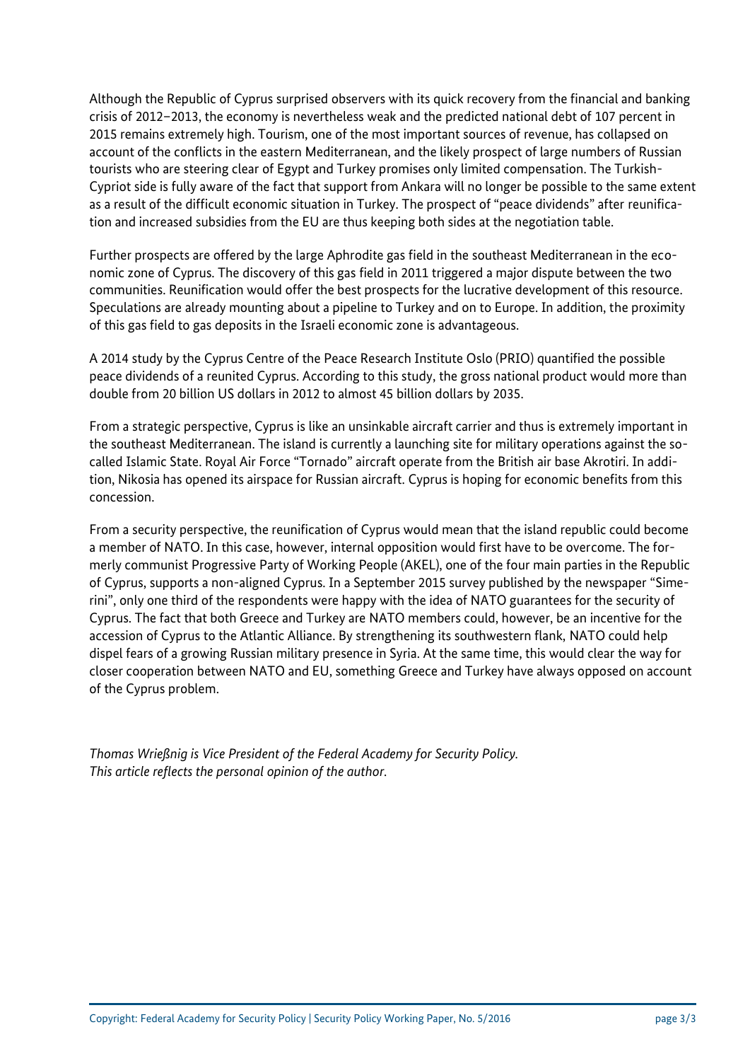Although the Republic of Cyprus surprised observers with its quick recovery from the financial and banking crisis of 2012–2013, the economy is nevertheless weak and the predicted national debt of 107 percent in 2015 remains extremely high. Tourism, one of the most important sources of revenue, has collapsed on account of the conflicts in the eastern Mediterranean, and the likely prospect of large numbers of Russian tourists who are steering clear of Egypt and Turkey promises only limited compensation. The Turkish-Cypriot side is fully aware of the fact that support from Ankara will no longer be possible to the same extent as a result of the difficult economic situation in Turkey. The prospect of "peace dividends" after reunification and increased subsidies from the EU are thus keeping both sides at the negotiation table.

Further prospects are offered by the large Aphrodite gas field in the southeast Mediterranean in the economic zone of Cyprus. The discovery of this gas field in 2011 triggered a major dispute between the two communities. Reunification would offer the best prospects for the lucrative development of this resource. Speculations are already mounting about a pipeline to Turkey and on to Europe. In addition, the proximity of this gas field to gas deposits in the Israeli economic zone is advantageous.

A 2014 study by the Cyprus Centre of the Peace Research Institute Oslo (PRIO) quantified the possible peace dividends of a reunited Cyprus. According to this study, the gross national product would more than double from 20 billion US dollars in 2012 to almost 45 billion dollars by 2035.

From a strategic perspective, Cyprus is like an unsinkable aircraft carrier and thus is extremely important in the southeast Mediterranean. The island is currently a launching site for military operations against the so-called Islamic State. Royal Air Force "Tornado" aircraft operate from the British air base Akrotiri. In addition, Nikosia has opened its airspace for Russian aircraft. Cyprus is hoping for economic benefits from this concession.

From a security perspective, the reunification of Cyprus would mean that the island republic could become a member of NATO. In this case, however, internal opposition would first have to be overcome. The formerly communist Progressive Party of Working People (AKEL), one of the four main parties in the Republic of Cyprus, supports a non-aligned Cyprus. In a September 2015 survey published by the newspaper "Simerini", only one third of the respondents were happy with the idea of NATO guarantees for the security of Cyprus. The fact that both Greece and Turkey are NATO members could, however, be an incentive for the accession of Cyprus to the Atlantic Alliance. By strengthening its southwestern flank, NATO could help dispel fears of a growing Russian military presence in Syria. At the same time, this would clear the way for closer cooperation between NATO and EU, something Greece and Turkey have always opposed on account of the Cyprus problem.

*Thomas Wrießnig is Vice President of the Federal Academy for Security Policy.*
*This article reflects the personal opinion of the author.*